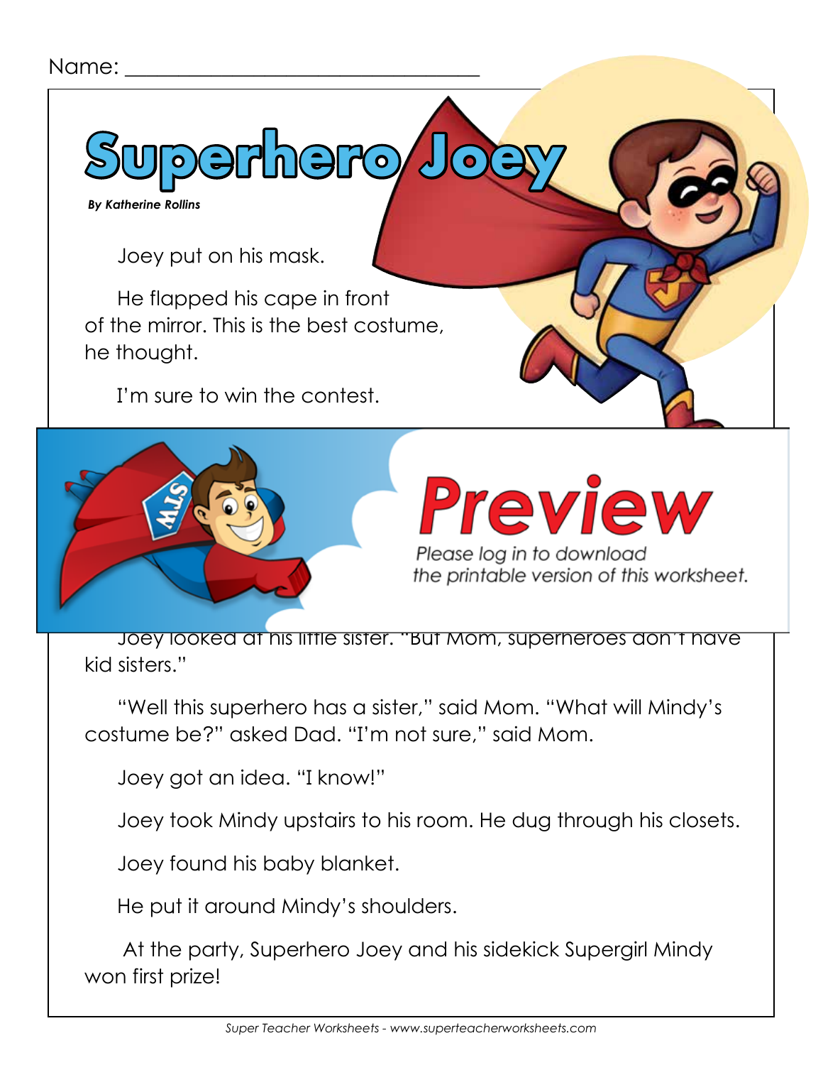Name: ________________________________

# Superhero Joey

*By Katherine Rollins*

Joey put on his mask.

He flapped his cape in front of the mirror. This is the best costume, he thought.

I'm sure to win the contest.

Preview

Please log in to download the printable version of this worksheet.

Joey looked at his little sister. "But Mom, superheroes don't have kid sisters."

"Well this superhero has a sister," said Mom. "What will Mindy's costume be?" asked Dad. "I'm not sure," said Mom.

Joey got an idea. "I know!"

Joey took Mindy upstairs to his room. He dug through his closets.

Joey found his baby blanket.

He put it around Mindy's shoulders.

At the party, Superhero Joey and his sidekick Supergirl Mindy won first prize!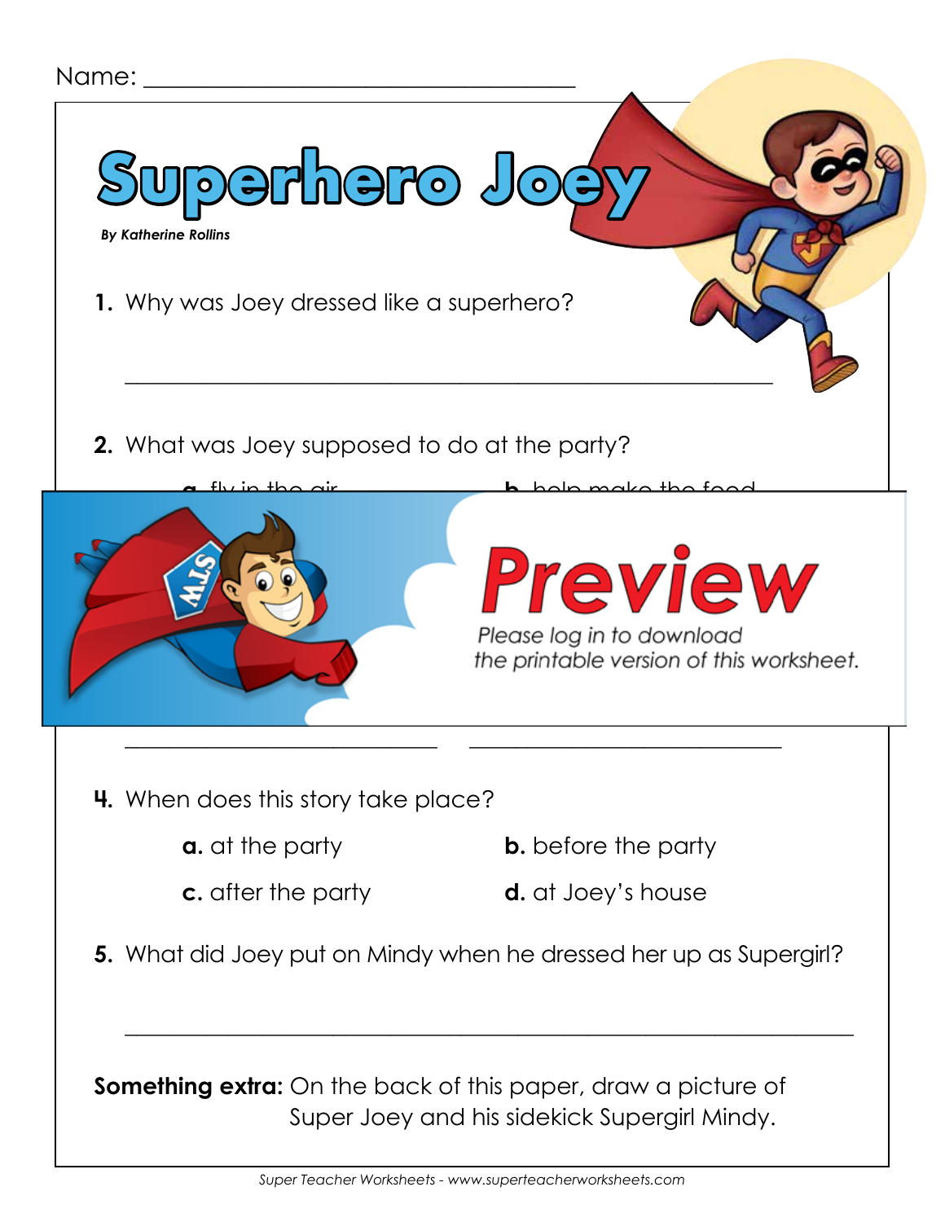Name: ___________________________________

# Superhero Joey

***By Katherine Rollins***

**1.** Why was Joey dressed like a superhero?

_______________________________________________________

**2.** What was Joey supposed to do at the party?

**a.** fly in the air **b.** help make the food

Preview

Please log in to download the printable version of this worksheet.

___________________________ ___________________________

**4.** When does this story take place?

**a.** at the party **b.** before the party

**c.** after the party **d.** at Joey's house

**5.** What did Joey put on Mindy when he dressed her up as Supergirl?

_______________________________________________________

**Something extra:** On the back of this paper, draw a picture of Super Joey and his sidekick Supergirl Mindy.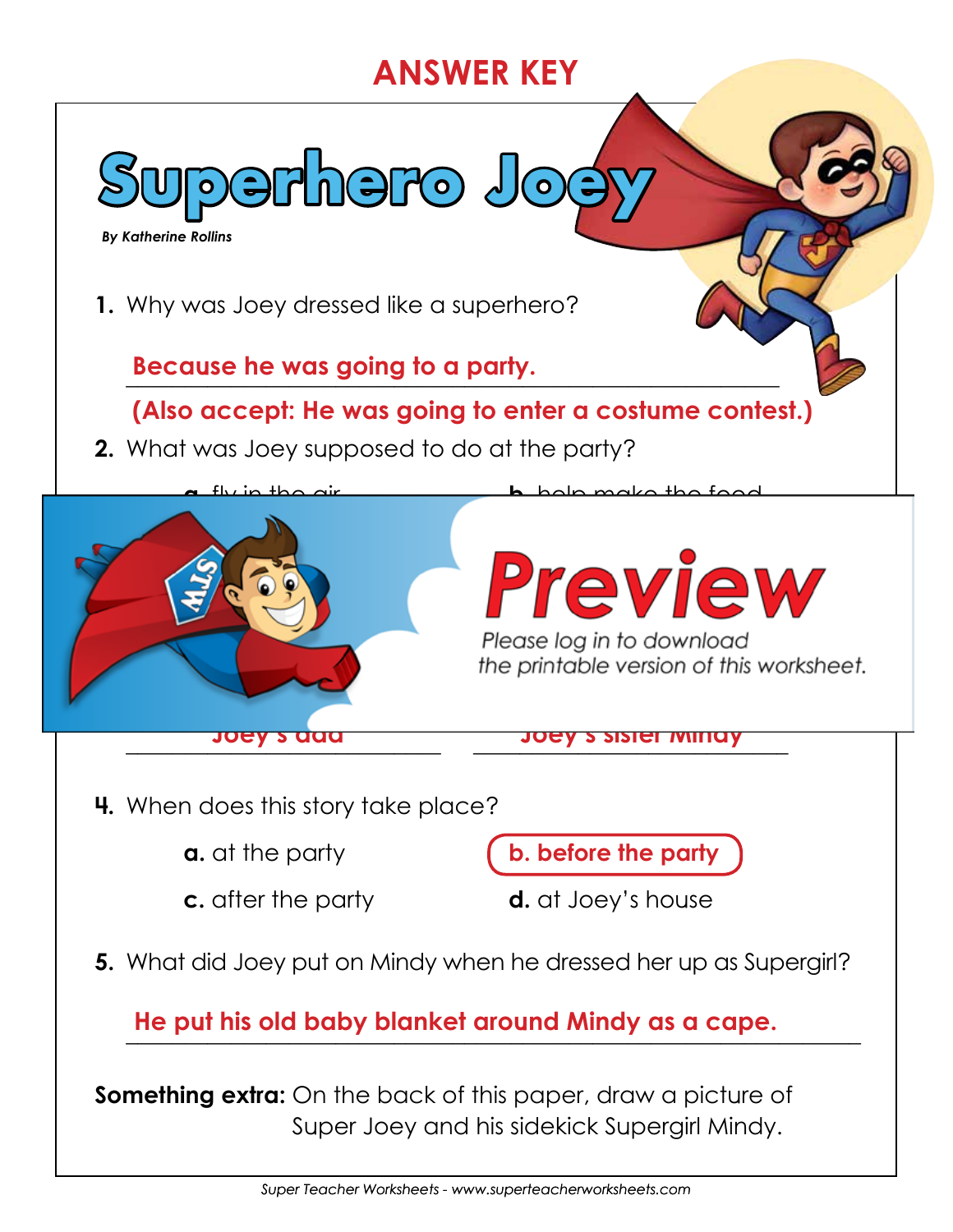# ANSWER KEY

# Superhero Joey

*By Katherine Rollins*

**1.** Why was Joey dressed like a superhero?

**Because he was going to a party.**

**(Also accept: He was going to enter a costume contest.)**

**2.** What was Joey supposed to do at the party?

**a.** fly in the air  **b.** help make the food

# Preview

*Please log in to download the printable version of this worksheet.*

**Joey's dad**  **Joey's sister Mindy**

**4.** When does this story take place?

**a.** at the party

**b. before the party**

**c.** after the party

**d.** at Joey's house

**5.** What did Joey put on Mindy when he dressed her up as Supergirl?

**He put his old baby blanket around Mindy as a cape.**

**Something extra:** On the back of this paper, draw a picture of Super Joey and his sidekick Supergirl Mindy.